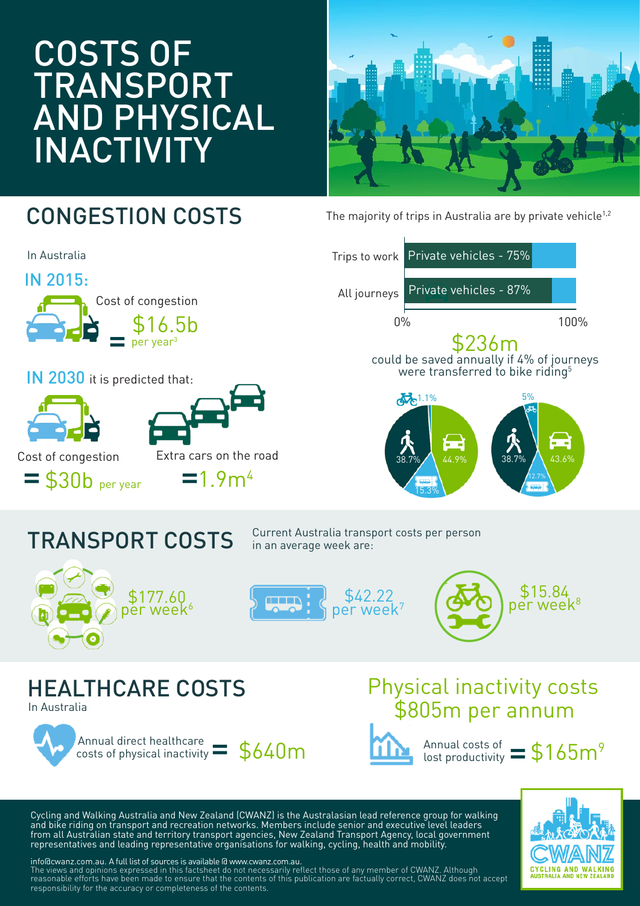# COSTS OF TRANSPORT AND PHYSICAL INACTIVITY

## CONGESTION COSTS

In Australia

**IN 2015:**

Cost of congestion = $16.5b per year[3]

**IN 2030** it is predicted that:

Cost of congestion = $30b per year

Extra cars on the road = 1.9m[4]

The majority of trips in Australia are by private vehicle[1,2]

| | |
|---|---|
| Trips to work | Private vehicles - 75% |
| All journeys | Private vehicles - 87% |

0% — 100%

$236m could be saved annually if 4% of journeys were transferred to bike riding[5]

| | Current | 4% transferred |
|---|---|---|
| Bike | 1.1% | 5% |
| Walking | 38.7% | 38.7% |
| Car | 44.9% | 43.6% |
| Public transport | 15.3% | 12.7% |

## TRANSPORT COSTS

Current Australia transport costs per person in an average week are:

- Car: $177.60 per week[6]
- Public transport: $42.22 per week[7]
- Bike: $15.84 per week[8]

## HEALTHCARE COSTS

In Australia

**Physical inactivity costs $805m per annum**

Annual direct healthcare costs of physical inactivity = $640m

Annual costs of lost productivity = $165m[9]

Cycling and Walking Australia and New Zealand (CWANZ) is the Australasian lead reference group for walking and bike riding on transport and recreation networks. Members include senior and executive level leaders from all Australian state and territory transport agencies, New Zealand Transport Agency, local government representatives and leading representative organisations for walking, cycling, health and mobility.

info@cwanz.com.au. A full list of sources is available @ www.cwanz.com.au.
The views and opinions expressed in this factsheet do not necessarily reflect those of any member of CWANZ. Although reasonable efforts have been made to ensure that the contents of this publication are factually correct, CWANZ does not accept responsibility for the accuracy or completeness of the contents.

CWANZ
CYCLING AND WALKING AUSTRALIA AND NEW ZEALAND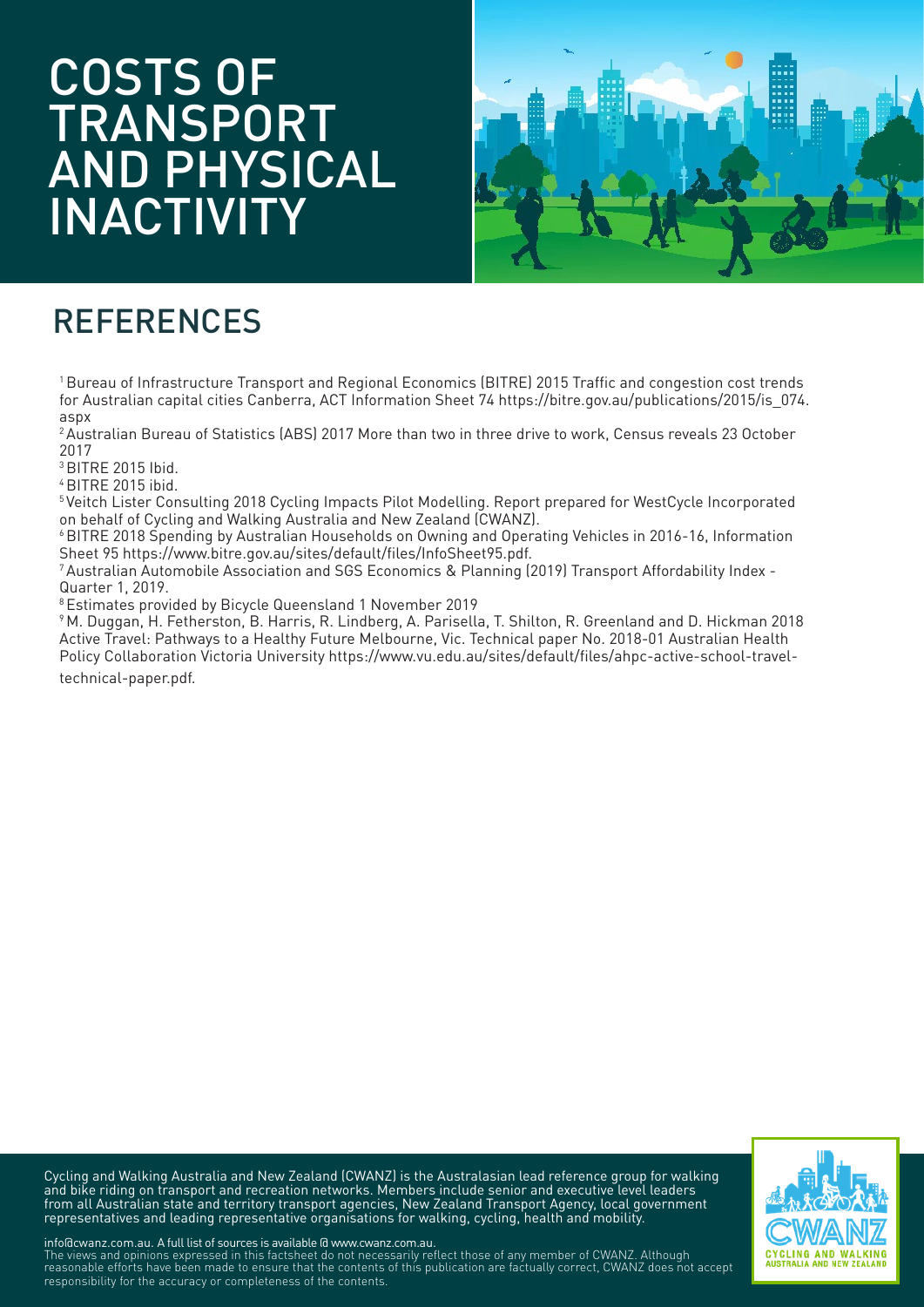# COSTS OF TRANSPORT AND PHYSICAL INACTIVITY

## REFERENCES

[1] Bureau of Infrastructure Transport and Regional Economics (BITRE) 2015 Traffic and congestion cost trends for Australian capital cities Canberra, ACT Information Sheet 74 https://bitre.gov.au/publications/2015/is_074.aspx

[2] Australian Bureau of Statistics (ABS) 2017 More than two in three drive to work, Census reveals 23 October 2017

[3] BITRE 2015 Ibid.

[4] BITRE 2015 ibid.

[5] Veitch Lister Consulting 2018 Cycling Impacts Pilot Modelling. Report prepared for WestCycle Incorporated on behalf of Cycling and Walking Australia and New Zealand (CWANZ).

[6] BITRE 2018 Spending by Australian Households on Owning and Operating Vehicles in 2016-16, Information Sheet 95 https://www.bitre.gov.au/sites/default/files/InfoSheet95.pdf.

[7] Australian Automobile Association and SGS Economics & Planning (2019) Transport Affordability Index - Quarter 1, 2019.

[8] Estimates provided by Bicycle Queensland 1 November 2019

[9] M. Duggan, H. Fetherston, B. Harris, R. Lindberg, A. Parisella, T. Shilton, R. Greenland and D. Hickman 2018 Active Travel: Pathways to a Healthy Future Melbourne, Vic. Technical paper No. 2018-01 Australian Health Policy Collaboration Victoria University https://www.vu.edu.au/sites/default/files/ahpc-active-school-travel-technical-paper.pdf.

Cycling and Walking Australia and New Zealand (CWANZ) is the Australasian lead reference group for walking and bike riding on transport and recreation networks. Members include senior and executive level leaders from all Australian state and territory transport agencies, New Zealand Transport Agency, local government representatives and leading representative organisations for walking, cycling, health and mobility.

info@cwanz.com.au. A full list of sources is available @ www.cwanz.com.au.
The views and opinions expressed in this factsheet do not necessarily reflect those of any member of CWANZ. Although reasonable efforts have been made to ensure that the contents of this publication are factually correct, CWANZ does not accept responsibility for the accuracy or completeness of the contents.

CWANZ
CYCLING AND WALKING AUSTRALIA AND NEW ZEALAND